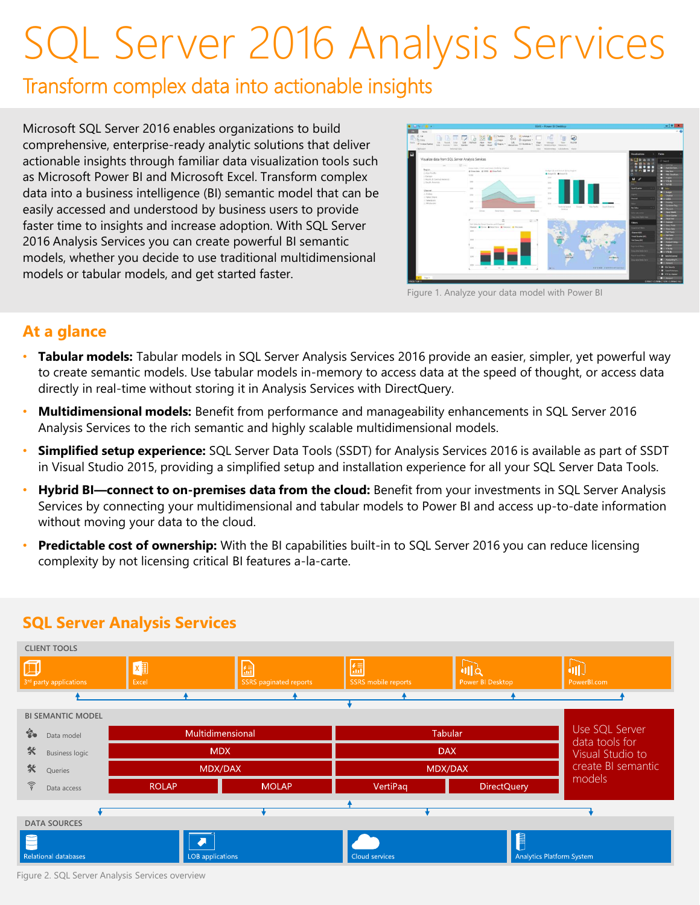# SQL Server 2016 Analysis Services

## Transform complex data into actionable insights

Microsoft SQL Server 2016 enables organizations to build comprehensive, enterprise-ready analytic solutions that deliver actionable insights through familiar data visualization tools such as Microsoft Power BI and Microsoft Excel. Transform complex data into a business intelligence (BI) semantic model that can be easily accessed and understood by business users to provide faster time to insights and increase adoption. With SQL Server 2016 Analysis Services you can create powerful BI semantic models, whether you decide to use traditional multidimensional models or tabular models, and get started faster.

Figure 1. Analyze your data model with Power BI

## At a glance

- **Tabular models:** Tabular models in SQL Server Analysis Services 2016 provide an easier, simpler, yet powerful way to create semantic models. Use tabular models in-memory to access data at the speed of thought, or access data directly in real-time without storing it in Analysis Services with DirectQuery.
- **Multidimensional models:** Benefit from performance and manageability enhancements in SQL Server 2016 Analysis Services to the rich semantic and highly scalable multidimensional models.
- **Simplified setup experience:** SQL Server Data Tools (SSDT) for Analysis Services 2016 is available as part of SSDT in Visual Studio 2015, providing a simplified setup and installation experience for all your SQL Server Data Tools.
- **Hybrid BI—connect to on-premises data from the cloud:** Benefit from your investments in SQL Server Analysis Services by connecting your multidimensional and tabular models to Power BI and access up-to-date information without moving your data to the cloud.
- **Predictable cost of ownership:** With the BI capabilities built-in to SQL Server 2016 you can reduce licensing complexity by not licensing critical BI features a-la-carte.

## SQL Server Analysis Services

**CLIENT TOOLS**

3rd party applications | Excel | SSRS paginated reports | SSRS mobile reports | Power BI Desktop | PowerBI.com

**BI SEMANTIC MODEL**

| | Multidimensional | | Tabular | |
|---|---|---|---|---|
| Data model | Multidimensional | | Tabular | |
| Business logic | MDX | | DAX | |
| Queries | MDX/DAX | | MDX/DAX | |
| Data access | ROLAP | MOLAP | VertiPaq | DirectQuery |

Use SQL Server data tools for Visual Studio to create BI semantic models

**DATA SOURCES**

Relational databases | LOB applications | Cloud services | Analytics Platform System

Figure 2. SQL Server Analysis Services overview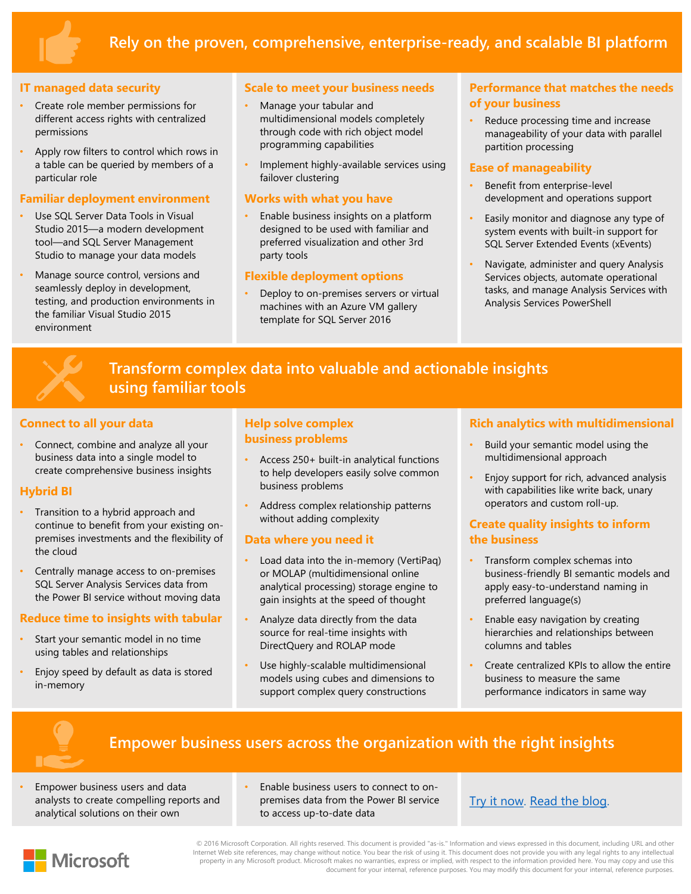## Rely on the proven, comprehensive, enterprise-ready, and scalable BI platform

### IT managed data security

- Create role member permissions for different access rights with centralized permissions
- Apply row filters to control which rows in a table can be queried by members of a particular role

### Familiar deployment environment

- Use SQL Server Data Tools in Visual Studio 2015—a modern development tool—and SQL Server Management Studio to manage your data models
- Manage source control, versions and seamlessly deploy in development, testing, and production environments in the familiar Visual Studio 2015 environment

### Scale to meet your business needs

- Manage your tabular and multidimensional models completely through code with rich object model programming capabilities
- Implement highly-available services using failover clustering

### Works with what you have

- Enable business insights on a platform designed to be used with familiar and preferred visualization and other 3rd party tools

### Flexible deployment options

- Deploy to on-premises servers or virtual machines with an Azure VM gallery template for SQL Server 2016

### Performance that matches the needs of your business

- Reduce processing time and increase manageability of your data with parallel partition processing

### Ease of manageability

- Benefit from enterprise-level development and operations support
- Easily monitor and diagnose any type of system events with built-in support for SQL Server Extended Events (xEvents)
- Navigate, administer and query Analysis Services objects, automate operational tasks, and manage Analysis Services with Analysis Services PowerShell

## Transform complex data into valuable and actionable insights using familiar tools

### Connect to all your data

- Connect, combine and analyze all your business data into a single model to create comprehensive business insights

### Hybrid BI

- Transition to a hybrid approach and continue to benefit from your existing on-premises investments and the flexibility of the cloud
- Centrally manage access to on-premises SQL Server Analysis Services data from the Power BI service without moving data

### Reduce time to insights with tabular

- Start your semantic model in no time using tables and relationships
- Enjoy speed by default as data is stored in-memory

### Help solve complex business problems

- Access 250+ built-in analytical functions to help developers easily solve common business problems
- Address complex relationship patterns without adding complexity

### Data where you need it

- Load data into the in-memory (VertiPaq) or MOLAP (multidimensional online analytical processing) storage engine to gain insights at the speed of thought
- Analyze data directly from the data source for real-time insights with DirectQuery and ROLAP mode
- Use highly-scalable multidimensional models using cubes and dimensions to support complex query constructions

### Rich analytics with multidimensional

- Build your semantic model using the multidimensional approach
- Enjoy support for rich, advanced analysis with capabilities like write back, unary operators and custom roll-up.

### Create quality insights to inform the business

- Transform complex schemas into business-friendly BI semantic models and apply easy-to-understand naming in preferred language(s)
- Enable easy navigation by creating hierarchies and relationships between columns and tables
- Create centralized KPIs to allow the entire business to measure the same performance indicators in same way

## Empower business users across the organization with the right insights

- Empower business users and data analysts to create compelling reports and analytical solutions on their own
- Enable business users to connect to on-premises data from the Power BI service to access up-to-date data

[Try it now](). [Read the blog]().

Microsoft

© 2016 Microsoft Corporation. All rights reserved. This document is provided "as-is." Information and views expressed in this document, including URL and other Internet Web site references, may change without notice. You bear the risk of using it. This document does not provide you with any legal rights to any intellectual property in any Microsoft product. Microsoft makes no warranties, express or implied, with respect to the information provided here. You may copy and use this document for your internal, reference purposes. You may modify this document for your internal, reference purposes.